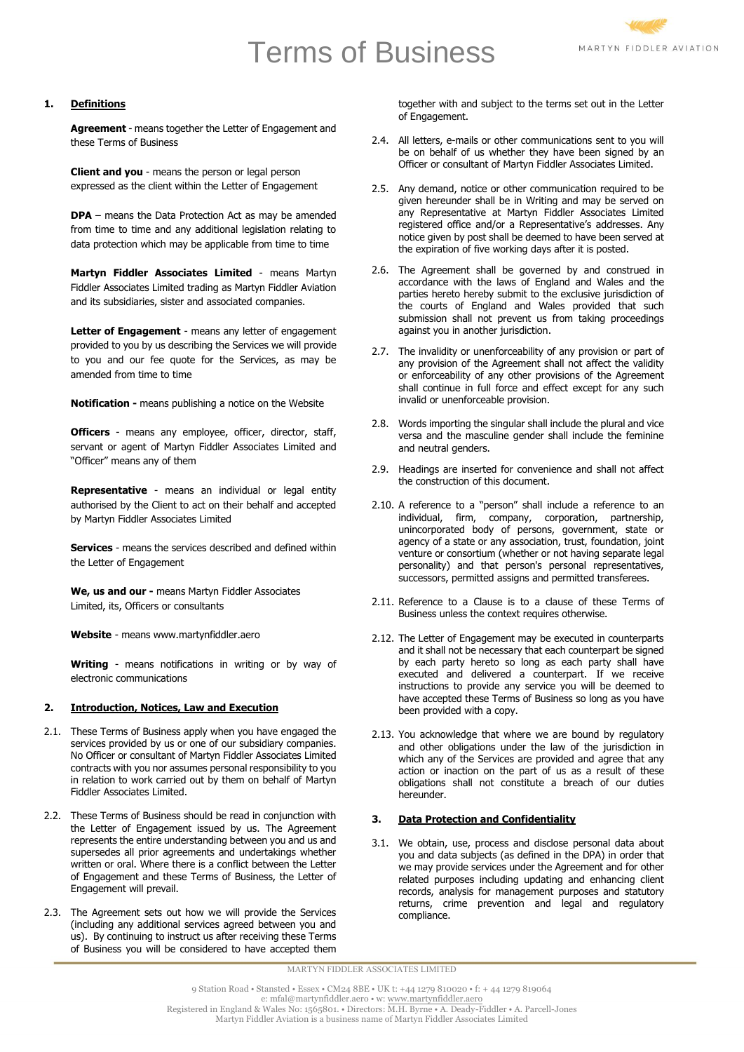# Terms of Business

## 1. Definitions

**Agreement** - means together the Letter of Engagement and these Terms of Business

**Client and you** - means the person or legal person expressed as the client within the Letter of Engagement

**DPA** – means the Data Protection Act as may be amended from time to time and any additional legislation relating to data protection which may be applicable from time to time

**Martyn Fiddler Associates Limited** - means Martyn Fiddler Associates Limited trading as Martyn Fiddler Aviation and its subsidiaries, sister and associated companies.

**Letter of Engagement** - means any letter of engagement provided to you by us describing the Services we will provide to you and our fee quote for the Services, as may be amended from time to time

**Notification -** means publishing a notice on the Website

**Officers** - means any employee, officer, director, staff, servant or agent of Martyn Fiddler Associates Limited and "Officer" means any of them

**Representative** - means an individual or legal entity authorised by the Client to act on their behalf and accepted by Martyn Fiddler Associates Limited

**Services** - means the services described and defined within the Letter of Engagement

**We, us and our -** means Martyn Fiddler Associates Limited, its, Officers or consultants

**Website** - means www.martynfiddler.aero

**Writing** - means notifications in writing or by way of electronic communications

## 2. Introduction, Notices, Law and Execution

2.1. These Terms of Business apply when you have engaged the services provided by us or one of our subsidiary companies. No Officer or consultant of Martyn Fiddler Associates Limited contracts with you nor assumes personal responsibility to you in relation to work carried out by them on behalf of Martyn Fiddler Associates Limited.

2.2. These Terms of Business should be read in conjunction with the Letter of Engagement issued by us. The Agreement represents the entire understanding between you and us and supersedes all prior agreements and undertakings whether written or oral. Where there is a conflict between the Letter of Engagement and these Terms of Business, the Letter of Engagement will prevail.

2.3. The Agreement sets out how we will provide the Services (including any additional services agreed between you and us). By continuing to instruct us after receiving these Terms of Business you will be considered to have accepted them together with and subject to the terms set out in the Letter of Engagement.

2.4. All letters, e-mails or other communications sent to you will be on behalf of us whether they have been signed by an Officer or consultant of Martyn Fiddler Associates Limited.

2.5. Any demand, notice or other communication required to be given hereunder shall be in Writing and may be served on any Representative at Martyn Fiddler Associates Limited registered office and/or a Representative's addresses. Any notice given by post shall be deemed to have been served at the expiration of five working days after it is posted.

2.6. The Agreement shall be governed by and construed in accordance with the laws of England and Wales and the parties hereto hereby submit to the exclusive jurisdiction of the courts of England and Wales provided that such submission shall not prevent us from taking proceedings against you in another jurisdiction.

2.7. The invalidity or unenforceability of any provision or part of any provision of the Agreement shall not affect the validity or enforceability of any other provisions of the Agreement shall continue in full force and effect except for any such invalid or unenforceable provision.

2.8. Words importing the singular shall include the plural and vice versa and the masculine gender shall include the feminine and neutral genders.

2.9. Headings are inserted for convenience and shall not affect the construction of this document.

2.10. A reference to a "person" shall include a reference to an individual, firm, company, corporation, partnership, unincorporated body of persons, government, state or agency of a state or any association, trust, foundation, joint venture or consortium (whether or not having separate legal personality) and that person's personal representatives, successors, permitted assigns and permitted transferees.

2.11. Reference to a Clause is to a clause of these Terms of Business unless the context requires otherwise.

2.12. The Letter of Engagement may be executed in counterparts and it shall not be necessary that each counterpart be signed by each party hereto so long as each party shall have executed and delivered a counterpart. If we receive instructions to provide any service you will be deemed to have accepted these Terms of Business so long as you have been provided with a copy.

2.13. You acknowledge that where we are bound by regulatory and other obligations under the law of the jurisdiction in which any of the Services are provided and agree that any action or inaction on the part of us as a result of these obligations shall not constitute a breach of our duties hereunder.

## 3. Data Protection and Confidentiality

3.1. We obtain, use, process and disclose personal data about you and data subjects (as defined in the DPA) in order that we may provide services under the Agreement and for other related purposes including updating and enhancing client records, analysis for management purposes and statutory returns, crime prevention and legal and regulatory compliance.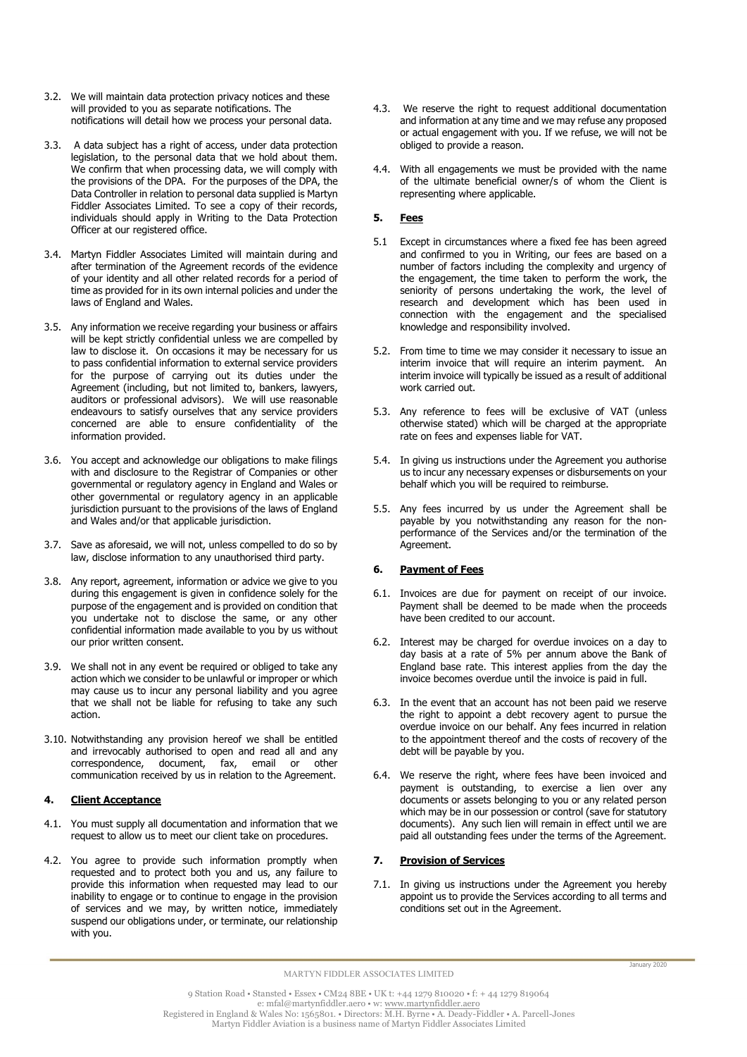3.2. We will maintain data protection privacy notices and these will provided to you as separate notifications. The notifications will detail how we process your personal data.

3.3. A data subject has a right of access, under data protection legislation, to the personal data that we hold about them. We confirm that when processing data, we will comply with the provisions of the DPA. For the purposes of the DPA, the Data Controller in relation to personal data supplied is Martyn Fiddler Associates Limited. To see a copy of their records, individuals should apply in Writing to the Data Protection Officer at our registered office.

3.4. Martyn Fiddler Associates Limited will maintain during and after termination of the Agreement records of the evidence of your identity and all other related records for a period of time as provided for in its own internal policies and under the laws of England and Wales.

3.5. Any information we receive regarding your business or affairs will be kept strictly confidential unless we are compelled by law to disclose it. On occasions it may be necessary for us to pass confidential information to external service providers for the purpose of carrying out its duties under the Agreement (including, but not limited to, bankers, lawyers, auditors or professional advisors). We will use reasonable endeavours to satisfy ourselves that any service providers concerned are able to ensure confidentiality of the information provided.

3.6. You accept and acknowledge our obligations to make filings with and disclosure to the Registrar of Companies or other governmental or regulatory agency in England and Wales or other governmental or regulatory agency in an applicable jurisdiction pursuant to the provisions of the laws of England and Wales and/or that applicable jurisdiction.

3.7. Save as aforesaid, we will not, unless compelled to do so by law, disclose information to any unauthorised third party.

3.8. Any report, agreement, information or advice we give to you during this engagement is given in confidence solely for the purpose of the engagement and is provided on condition that you undertake not to disclose the same, or any other confidential information made available to you by us without our prior written consent.

3.9. We shall not in any event be required or obliged to take any action which we consider to be unlawful or improper or which may cause us to incur any personal liability and you agree that we shall not be liable for refusing to take any such action.

3.10. Notwithstanding any provision hereof we shall be entitled and irrevocably authorised to open and read all and any correspondence, document, fax, email or other communication received by us in relation to the Agreement.

## 4. Client Acceptance

4.1. You must supply all documentation and information that we request to allow us to meet our client take on procedures.

4.2. You agree to provide such information promptly when requested and to protect both you and us, any failure to provide this information when requested may lead to our inability to engage or to continue to engage in the provision of services and we may, by written notice, immediately suspend our obligations under, or terminate, our relationship with you.

4.3. We reserve the right to request additional documentation and information at any time and we may refuse any proposed or actual engagement with you. If we refuse, we will not be obliged to provide a reason.

4.4. With all engagements we must be provided with the name of the ultimate beneficial owner/s of whom the Client is representing where applicable.

## 5. Fees

5.1 Except in circumstances where a fixed fee has been agreed and confirmed to you in Writing, our fees are based on a number of factors including the complexity and urgency of the engagement, the time taken to perform the work, the seniority of persons undertaking the work, the level of research and development which has been used in connection with the engagement and the specialised knowledge and responsibility involved.

5.2. From time to time we may consider it necessary to issue an interim invoice that will require an interim payment. An interim invoice will typically be issued as a result of additional work carried out.

5.3. Any reference to fees will be exclusive of VAT (unless otherwise stated) which will be charged at the appropriate rate on fees and expenses liable for VAT.

5.4. In giving us instructions under the Agreement you authorise us to incur any necessary expenses or disbursements on your behalf which you will be required to reimburse.

5.5. Any fees incurred by us under the Agreement shall be payable by you notwithstanding any reason for the non-performance of the Services and/or the termination of the Agreement.

## 6. Payment of Fees

6.1. Invoices are due for payment on receipt of our invoice. Payment shall be deemed to be made when the proceeds have been credited to our account.

6.2. Interest may be charged for overdue invoices on a day to day basis at a rate of 5% per annum above the Bank of England base rate. This interest applies from the day the invoice becomes overdue until the invoice is paid in full.

6.3. In the event that an account has not been paid we reserve the right to appoint a debt recovery agent to pursue the overdue invoice on our behalf. Any fees incurred in relation to the appointment thereof and the costs of recovery of the debt will be payable by you.

6.4. We reserve the right, where fees have been invoiced and payment is outstanding, to exercise a lien over any documents or assets belonging to you or any related person which may be in our possession or control (save for statutory documents). Any such lien will remain in effect until we are paid all outstanding fees under the terms of the Agreement.

## 7. Provision of Services

7.1. In giving us instructions under the Agreement you hereby appoint us to provide the Services according to all terms and conditions set out in the Agreement.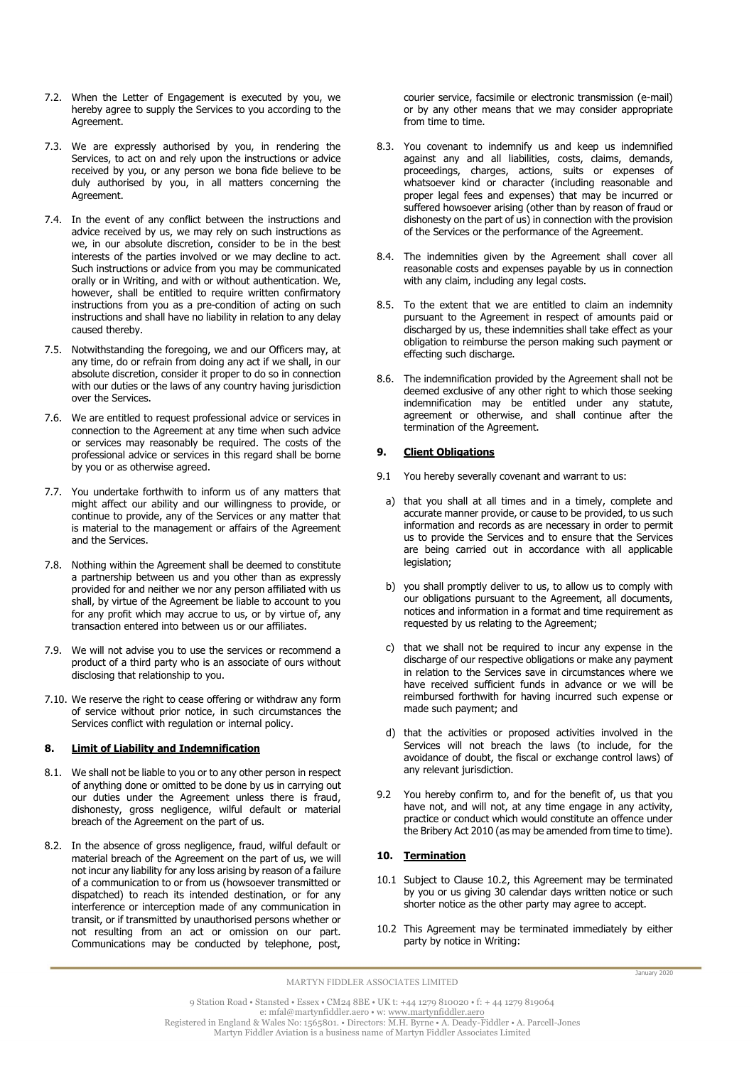7.2. When the Letter of Engagement is executed by you, we hereby agree to supply the Services to you according to the Agreement.

7.3. We are expressly authorised by you, in rendering the Services, to act on and rely upon the instructions or advice received by you, or any person we bona fide believe to be duly authorised by you, in all matters concerning the Agreement.

7.4. In the event of any conflict between the instructions and advice received by us, we may rely on such instructions as we, in our absolute discretion, consider to be in the best interests of the parties involved or we may decline to act. Such instructions or advice from you may be communicated orally or in Writing, and with or without authentication. We, however, shall be entitled to require written confirmatory instructions from you as a pre-condition of acting on such instructions and shall have no liability in relation to any delay caused thereby.

7.5. Notwithstanding the foregoing, we and our Officers may, at any time, do or refrain from doing any act if we shall, in our absolute discretion, consider it proper to do so in connection with our duties or the laws of any country having jurisdiction over the Services.

7.6. We are entitled to request professional advice or services in connection to the Agreement at any time when such advice or services may reasonably be required. The costs of the professional advice or services in this regard shall be borne by you or as otherwise agreed.

7.7. You undertake forthwith to inform us of any matters that might affect our ability and our willingness to provide, or continue to provide, any of the Services or any matter that is material to the management or affairs of the Agreement and the Services.

7.8. Nothing within the Agreement shall be deemed to constitute a partnership between us and you other than as expressly provided for and neither we nor any person affiliated with us shall, by virtue of the Agreement be liable to account to you for any profit which may accrue to us, or by virtue of, any transaction entered into between us or our affiliates.

7.9. We will not advise you to use the services or recommend a product of a third party who is an associate of ours without disclosing that relationship to you.

7.10. We reserve the right to cease offering or withdraw any form of service without prior notice, in such circumstances the Services conflict with regulation or internal policy.

## 8. Limit of Liability and Indemnification

8.1. We shall not be liable to you or to any other person in respect of anything done or omitted to be done by us in carrying out our duties under the Agreement unless there is fraud, dishonesty, gross negligence, wilful default or material breach of the Agreement on the part of us.

8.2. In the absence of gross negligence, fraud, wilful default or material breach of the Agreement on the part of us, we will not incur any liability for any loss arising by reason of a failure of a communication to or from us (howsoever transmitted or dispatched) to reach its intended destination, or for any interference or interception made of any communication in transit, or if transmitted by unauthorised persons whether or not resulting from an act or omission on our part. Communications may be conducted by telephone, post, courier service, facsimile or electronic transmission (e-mail) or by any other means that we may consider appropriate from time to time.

8.3. You covenant to indemnify us and keep us indemnified against any and all liabilities, costs, claims, demands, proceedings, charges, actions, suits or expenses of whatsoever kind or character (including reasonable and proper legal fees and expenses) that may be incurred or suffered howsoever arising (other than by reason of fraud or dishonesty on the part of us) in connection with the provision of the Services or the performance of the Agreement.

8.4. The indemnities given by the Agreement shall cover all reasonable costs and expenses payable by us in connection with any claim, including any legal costs.

8.5. To the extent that we are entitled to claim an indemnity pursuant to the Agreement in respect of amounts paid or discharged by us, these indemnities shall take effect as your obligation to reimburse the person making such payment or effecting such discharge.

8.6. The indemnification provided by the Agreement shall not be deemed exclusive of any other right to which those seeking indemnification may be entitled under any statute, agreement or otherwise, and shall continue after the termination of the Agreement.

## 9. Client Obligations

9.1 You hereby severally covenant and warrant to us:

a) that you shall at all times and in a timely, complete and accurate manner provide, or cause to be provided, to us such information and records as are necessary in order to permit us to provide the Services and to ensure that the Services are being carried out in accordance with all applicable legislation;

b) you shall promptly deliver to us, to allow us to comply with our obligations pursuant to the Agreement, all documents, notices and information in a format and time requirement as requested by us relating to the Agreement;

c) that we shall not be required to incur any expense in the discharge of our respective obligations or make any payment in relation to the Services save in circumstances where we have received sufficient funds in advance or we will be reimbursed forthwith for having incurred such expense or made such payment; and

d) that the activities or proposed activities involved in the Services will not breach the laws (to include, for the avoidance of doubt, the fiscal or exchange control laws) of any relevant jurisdiction.

9.2 You hereby confirm to, and for the benefit of, us that you have not, and will not, at any time engage in any activity, practice or conduct which would constitute an offence under the Bribery Act 2010 (as may be amended from time to time).

## 10. Termination

10.1 Subject to Clause 10.2, this Agreement may be terminated by you or us giving 30 calendar days written notice or such shorter notice as the other party may agree to accept.

10.2 This Agreement may be terminated immediately by either party by notice in Writing: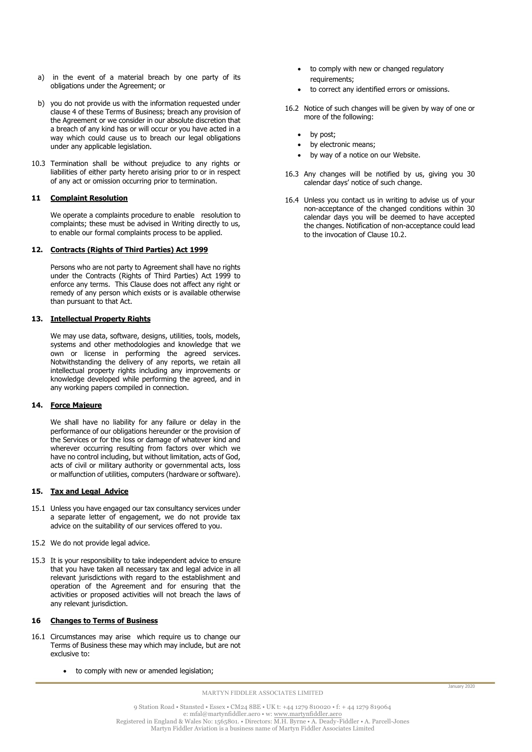a) in the event of a material breach by one party of its obligations under the Agreement; or

b) you do not provide us with the information requested under clause 4 of these Terms of Business; breach any provision of the Agreement or we consider in our absolute discretion that a breach of any kind has or will occur or you have acted in a way which could cause us to breach our legal obligations under any applicable legislation.

10.3 Termination shall be without prejudice to any rights or liabilities of either party hereto arising prior to or in respect of any act or omission occurring prior to termination.

## 11 Complaint Resolution

We operate a complaints procedure to enable resolution to complaints; these must be advised in Writing directly to us, to enable our formal complaints process to be applied.

## 12. Contracts (Rights of Third Parties) Act 1999

Persons who are not party to Agreement shall have no rights under the Contracts (Rights of Third Parties) Act 1999 to enforce any terms. This Clause does not affect any right or remedy of any person which exists or is available otherwise than pursuant to that Act.

## 13. Intellectual Property Rights

We may use data, software, designs, utilities, tools, models, systems and other methodologies and knowledge that we own or license in performing the agreed services. Notwithstanding the delivery of any reports, we retain all intellectual property rights including any improvements or knowledge developed while performing the agreed, and in any working papers compiled in connection.

## 14. Force Majeure

We shall have no liability for any failure or delay in the performance of our obligations hereunder or the provision of the Services or for the loss or damage of whatever kind and wherever occurring resulting from factors over which we have no control including, but without limitation, acts of God, acts of civil or military authority or governmental acts, loss or malfunction of utilities, computers (hardware or software).

## 15. Tax and Legal Advice

15.1 Unless you have engaged our tax consultancy services under a separate letter of engagement, we do not provide tax advice on the suitability of our services offered to you.

15.2 We do not provide legal advice.

15.3 It is your responsibility to take independent advice to ensure that you have taken all necessary tax and legal advice in all relevant jurisdictions with regard to the establishment and operation of the Agreement and for ensuring that the activities or proposed activities will not breach the laws of any relevant jurisdiction.

## 16 Changes to Terms of Business

16.1 Circumstances may arise which require us to change our Terms of Business these may which may include, but are not exclusive to:

- to comply with new or amended legislation;
- to comply with new or changed regulatory requirements;
- to correct any identified errors or omissions.

16.2 Notice of such changes will be given by way of one or more of the following:

- by post;
- by electronic means;
- by way of a notice on our Website.

16.3 Any changes will be notified by us, giving you 30 calendar days' notice of such change.

16.4 Unless you contact us in writing to advise us of your non-acceptance of the changed conditions within 30 calendar days you will be deemed to have accepted the changes. Notification of non-acceptance could lead to the invocation of Clause 10.2.